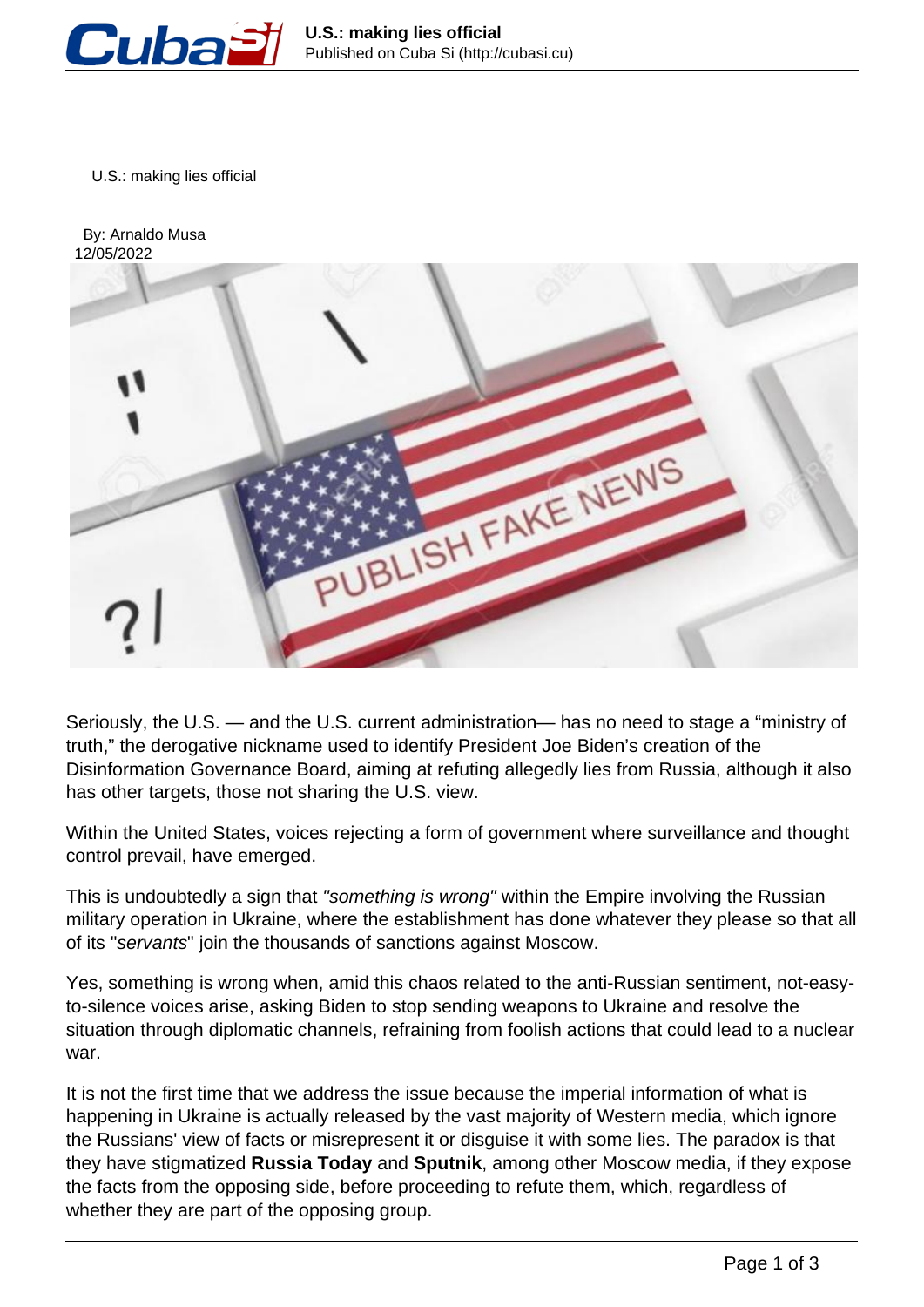# U.S.: making lies official

By: Arnaldo Musa
12/05/2022

Seriously, the U.S. — and the U.S. current administration— has no need to stage a "ministry of truth," the derogative nickname used to identify President Joe Biden's creation of the Disinformation Governance Board, aiming at refuting allegedly lies from Russia, although it also has other targets, those not sharing the U.S. view.

Within the United States, voices rejecting a form of government where surveillance and thought control prevail, have emerged.

This is undoubtedly a sign that *"something is wrong"* within the Empire involving the Russian military operation in Ukraine, where the establishment has done whatever they please so that all of its "*servants*" join the thousands of sanctions against Moscow.

Yes, something is wrong when, amid this chaos related to the anti-Russian sentiment, not-easy-to-silence voices arise, asking Biden to stop sending weapons to Ukraine and resolve the situation through diplomatic channels, refraining from foolish actions that could lead to a nuclear war.

It is not the first time that we address the issue because the imperial information of what is happening in Ukraine is actually released by the vast majority of Western media, which ignore the Russians' view of facts or misrepresent it or disguise it with some lies. The paradox is that they have stigmatized **Russia Today** and **Sputnik**, among other Moscow media, if they expose the facts from the opposing side, before proceeding to refute them, which, regardless of whether they are part of the opposing group.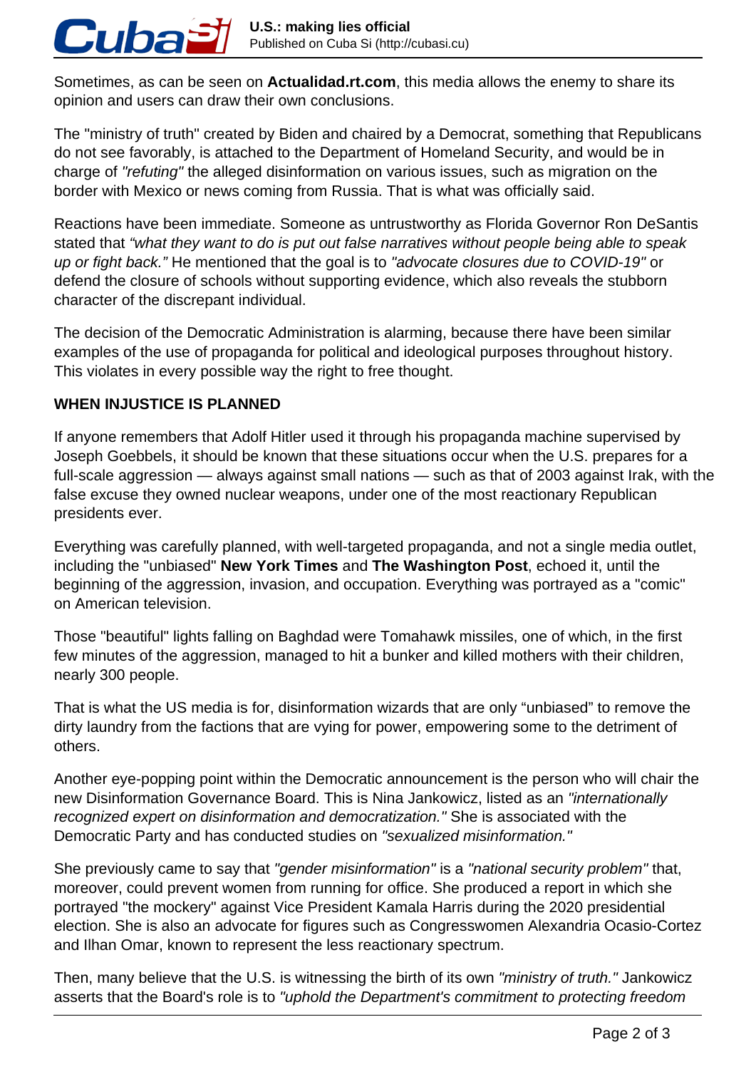Sometimes, as can be seen on **Actualidad.rt.com**, this media allows the enemy to share its opinion and users can draw their own conclusions.

The "ministry of truth" created by Biden and chaired by a Democrat, something that Republicans do not see favorably, is attached to the Department of Homeland Security, and would be in charge of *"refuting"* the alleged disinformation on various issues, such as migration on the border with Mexico or news coming from Russia. That is what was officially said.

Reactions have been immediate. Someone as untrustworthy as Florida Governor Ron DeSantis stated that *"what they want to do is put out false narratives without people being able to speak up or fight back."* He mentioned that the goal is to *"advocate closures due to COVID-19"* or defend the closure of schools without supporting evidence, which also reveals the stubborn character of the discrepant individual.

The decision of the Democratic Administration is alarming, because there have been similar examples of the use of propaganda for political and ideological purposes throughout history. This violates in every possible way the right to free thought.

**WHEN INJUSTICE IS PLANNED**

If anyone remembers that Adolf Hitler used it through his propaganda machine supervised by Joseph Goebbels, it should be known that these situations occur when the U.S. prepares for a full-scale aggression — always against small nations — such as that of 2003 against Irak, with the false excuse they owned nuclear weapons, under one of the most reactionary Republican presidents ever.

Everything was carefully planned, with well-targeted propaganda, and not a single media outlet, including the "unbiased" **New York Times** and **The Washington Post**, echoed it, until the beginning of the aggression, invasion, and occupation. Everything was portrayed as a "comic" on American television.

Those "beautiful" lights falling on Baghdad were Tomahawk missiles, one of which, in the first few minutes of the aggression, managed to hit a bunker and killed mothers with their children, nearly 300 people.

That is what the US media is for, disinformation wizards that are only "unbiased" to remove the dirty laundry from the factions that are vying for power, empowering some to the detriment of others.

Another eye-popping point within the Democratic announcement is the person who will chair the new Disinformation Governance Board. This is Nina Jankowicz, listed as an *"internationally recognized expert on disinformation and democratization."* She is associated with the Democratic Party and has conducted studies on *"sexualized misinformation."*

She previously came to say that *"gender misinformation"* is a *"national security problem"* that, moreover, could prevent women from running for office. She produced a report in which she portrayed "the mockery" against Vice President Kamala Harris during the 2020 presidential election. She is also an advocate for figures such as Congresswomen Alexandria Ocasio-Cortez and Ilhan Omar, known to represent the less reactionary spectrum.

Then, many believe that the U.S. is witnessing the birth of its own *"ministry of truth."* Jankowicz asserts that the Board's role is to *"uphold the Department's commitment to protecting freedom*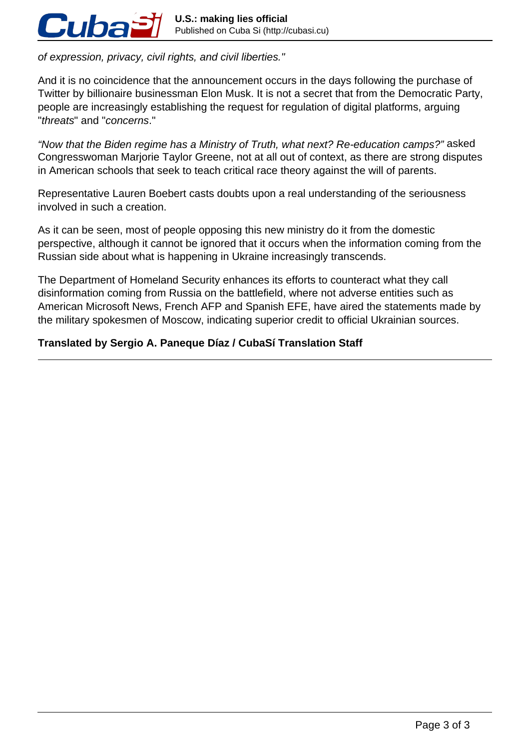*of expression, privacy, civil rights, and civil liberties."*

And it is no coincidence that the announcement occurs in the days following the purchase of Twitter by billionaire businessman Elon Musk. It is not a secret that from the Democratic Party, people are increasingly establishing the request for regulation of digital platforms, arguing "*threats*" and "*concerns*."

*"Now that the Biden regime has a Ministry of Truth, what next? Re-education camps?"* asked Congresswoman Marjorie Taylor Greene, not at all out of context, as there are strong disputes in American schools that seek to teach critical race theory against the will of parents.

Representative Lauren Boebert casts doubts upon a real understanding of the seriousness involved in such a creation.

As it can be seen, most of people opposing this new ministry do it from the domestic perspective, although it cannot be ignored that it occurs when the information coming from the Russian side about what is happening in Ukraine increasingly transcends.

The Department of Homeland Security enhances its efforts to counteract what they call disinformation coming from Russia on the battlefield, where not adverse entities such as American Microsoft News, French AFP and Spanish EFE, have aired the statements made by the military spokesmen of Moscow, indicating superior credit to official Ukrainian sources.

**Translated by Sergio A. Paneque Díaz / CubaSí Translation Staff**